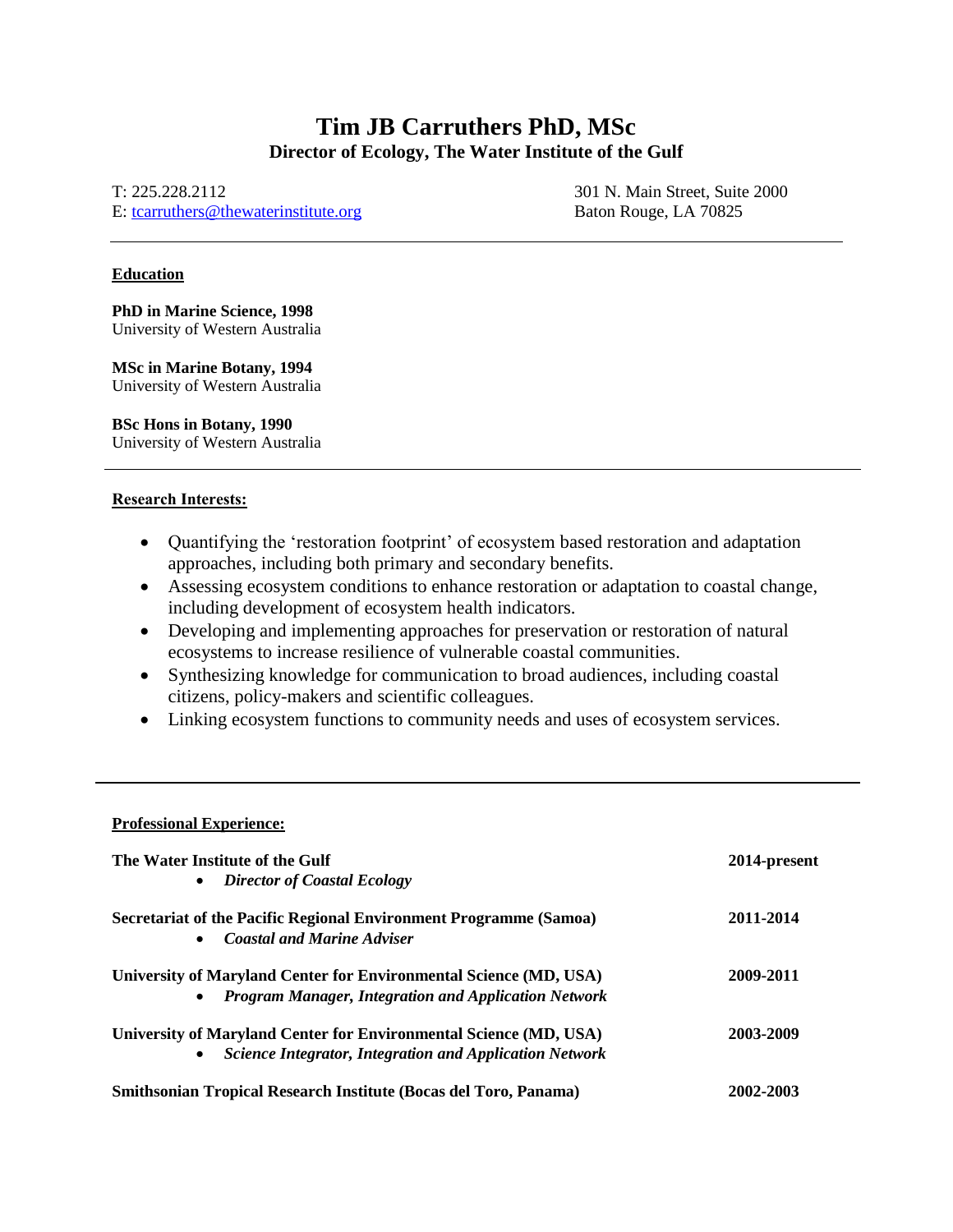# Tim JB Carruthers PhD, MSc

**Director of Ecology, The Water Institute of the Gulf**

T: 225.228.2112
E: tcarruthers@thewaterinstitute.org

301 N. Main Street, Suite 2000
Baton Rouge, LA 70825

---

## Education

**PhD in Marine Science, 1998**
University of Western Australia

**MSc in Marine Botany, 1994**
University of Western Australia

**BSc Hons in Botany, 1990**
University of Western Australia

---

## Research Interests:

- Quantifying the 'restoration footprint' of ecosystem based restoration and adaptation approaches, including both primary and secondary benefits.
- Assessing ecosystem conditions to enhance restoration or adaptation to coastal change, including development of ecosystem health indicators.
- Developing and implementing approaches for preservation or restoration of natural ecosystems to increase resilience of vulnerable coastal communities.
- Synthesizing knowledge for communication to broad audiences, including coastal citizens, policy-makers and scientific colleagues.
- Linking ecosystem functions to community needs and uses of ecosystem services.

---

## Professional Experience:

**The Water Institute of the Gulf** — **2014-present**
- ***Director of Coastal Ecology***

**Secretariat of the Pacific Regional Environment Programme (Samoa)** — **2011-2014**
- ***Coastal and Marine Adviser***

**University of Maryland Center for Environmental Science (MD, USA)** — **2009-2011**
- ***Program Manager, Integration and Application Network***

**University of Maryland Center for Environmental Science (MD, USA)** — **2003-2009**
- ***Science Integrator, Integration and Application Network***

**Smithsonian Tropical Research Institute (Bocas del Toro, Panama)** — **2002-2003**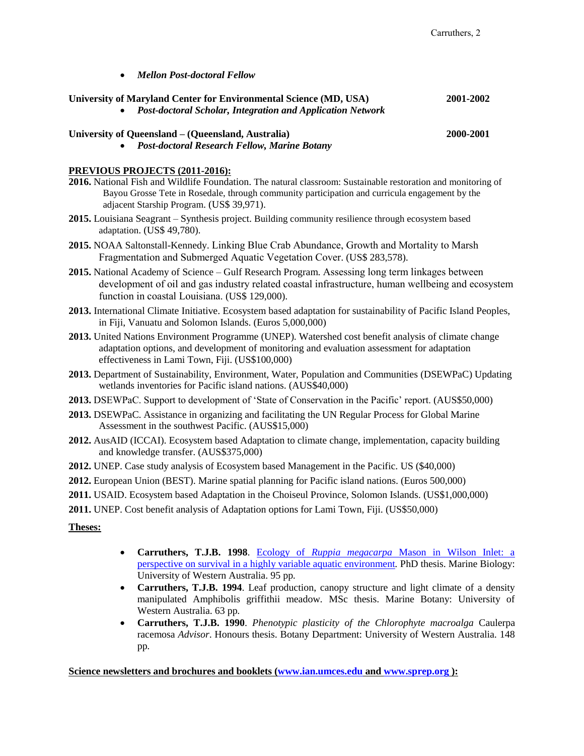- ***Mellon Post-doctoral Fellow***

**University of Maryland Center for Environmental Science (MD, USA)** **2001-2002**

- ***Post-doctoral Scholar, Integration and Application Network***

**University of Queensland – (Queensland, Australia)** **2000-2001**

- ***Post-doctoral Research Fellow, Marine Botany***

**PREVIOUS PROJECTS (2011-2016):**

**2016.** National Fish and Wildlife Foundation. The natural classroom: Sustainable restoration and monitoring of Bayou Grosse Tete in Rosedale, through community participation and curricula engagement by the adjacent Starship Program. (US$ 39,971).

**2015.** Louisiana Seagrant – Synthesis project. Building community resilience through ecosystem based adaptation. (US$ 49,780).

**2015.** NOAA Saltonstall-Kennedy. Linking Blue Crab Abundance, Growth and Mortality to Marsh Fragmentation and Submerged Aquatic Vegetation Cover. (US$ 283,578).

**2015.** National Academy of Science – Gulf Research Program. Assessing long term linkages between development of oil and gas industry related coastal infrastructure, human wellbeing and ecosystem function in coastal Louisiana. (US$ 129,000).

**2013.** International Climate Initiative. Ecosystem based adaptation for sustainability of Pacific Island Peoples, in Fiji, Vanuatu and Solomon Islands. (Euros 5,000,000)

**2013.** United Nations Environment Programme (UNEP). Watershed cost benefit analysis of climate change adaptation options, and development of monitoring and evaluation assessment for adaptation effectiveness in Lami Town, Fiji. (US$100,000)

**2013.** Department of Sustainability, Environment, Water, Population and Communities (DSEWPaC) Updating wetlands inventories for Pacific island nations. (AUS$40,000)

**2013.** DSEWPaC. Support to development of 'State of Conservation in the Pacific' report. (AUS$50,000)

**2013.** DSEWPaC. Assistance in organizing and facilitating the UN Regular Process for Global Marine Assessment in the southwest Pacific. (AUS$15,000)

**2012.** AusAID (ICCAI). Ecosystem based Adaptation to climate change, implementation, capacity building and knowledge transfer. (AUS$375,000)

**2012.** UNEP. Case study analysis of Ecosystem based Management in the Pacific. US ($40,000)

**2012.** European Union (BEST). Marine spatial planning for Pacific island nations. (Euros 500,000)

**2011.** USAID. Ecosystem based Adaptation in the Choiseul Province, Solomon Islands. (US$1,000,000)

**2011.** UNEP. Cost benefit analysis of Adaptation options for Lami Town, Fiji. (US$50,000)

**Theses:**

- **Carruthers, T.J.B. 1998**. Ecology of *Ruppia megacarpa* Mason in Wilson Inlet: a perspective on survival in a highly variable aquatic environment*.* PhD thesis. Marine Biology: University of Western Australia. 95 pp.
- **Carruthers, T.J.B. 1994**. Leaf production, canopy structure and light climate of a density manipulated Amphibolis griffithii meadow. MSc thesis. Marine Botany: University of Western Australia. 63 pp.
- **Carruthers, T.J.B. 1990**. *Phenotypic plasticity of the Chlorophyte macroalga* Caulerpa racemosa *Advisor*. Honours thesis. Botany Department: University of Western Australia. 148 pp.

**Science newsletters and brochures and booklets (www.ian.umces.edu and www.sprep.org ):**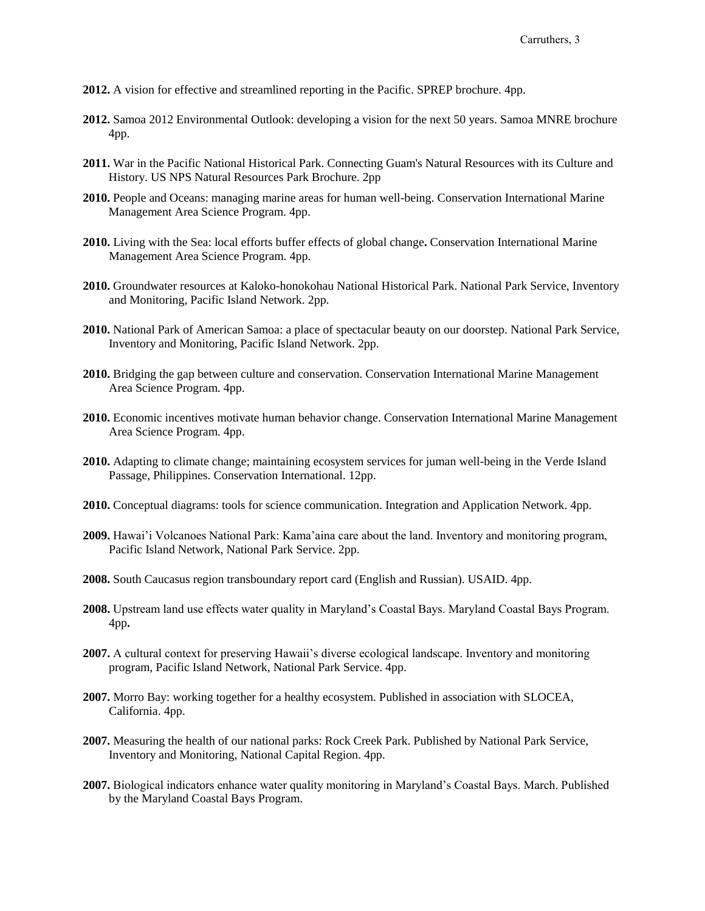**2012.** A vision for effective and streamlined reporting in the Pacific. SPREP brochure. 4pp.

**2012.** Samoa 2012 Environmental Outlook: developing a vision for the next 50 years. Samoa MNRE brochure 4pp.

**2011.** War in the Pacific National Historical Park. Connecting Guam's Natural Resources with its Culture and History. US NPS Natural Resources Park Brochure. 2pp

**2010.** People and Oceans: managing marine areas for human well-being. Conservation International Marine Management Area Science Program. 4pp.

**2010.** Living with the Sea: local efforts buffer effects of global change**.** Conservation International Marine Management Area Science Program. 4pp.

**2010.** Groundwater resources at Kaloko-honokohau National Historical Park. National Park Service, Inventory and Monitoring, Pacific Island Network. 2pp.

**2010.** National Park of American Samoa: a place of spectacular beauty on our doorstep. National Park Service, Inventory and Monitoring, Pacific Island Network. 2pp.

**2010.** Bridging the gap between culture and conservation. Conservation International Marine Management Area Science Program. 4pp.

**2010.** Economic incentives motivate human behavior change. Conservation International Marine Management Area Science Program. 4pp.

**2010.** Adapting to climate change; maintaining ecosystem services for juman well-being in the Verde Island Passage, Philippines. Conservation International. 12pp.

**2010.** Conceptual diagrams: tools for science communication. Integration and Application Network. 4pp.

**2009.** Hawai'i Volcanoes National Park: Kama'aina care about the land. Inventory and monitoring program, Pacific Island Network, National Park Service. 2pp.

**2008.** South Caucasus region transboundary report card (English and Russian). USAID. 4pp.

**2008.** Upstream land use effects water quality in Maryland's Coastal Bays. Maryland Coastal Bays Program. 4pp**.**

**2007.** A cultural context for preserving Hawaii's diverse ecological landscape. Inventory and monitoring program, Pacific Island Network, National Park Service. 4pp.

**2007.** Morro Bay: working together for a healthy ecosystem. Published in association with SLOCEA, California. 4pp.

**2007.** Measuring the health of our national parks: Rock Creek Park. Published by National Park Service, Inventory and Monitoring, National Capital Region. 4pp.

**2007.** Biological indicators enhance water quality monitoring in Maryland's Coastal Bays. March. Published by the Maryland Coastal Bays Program.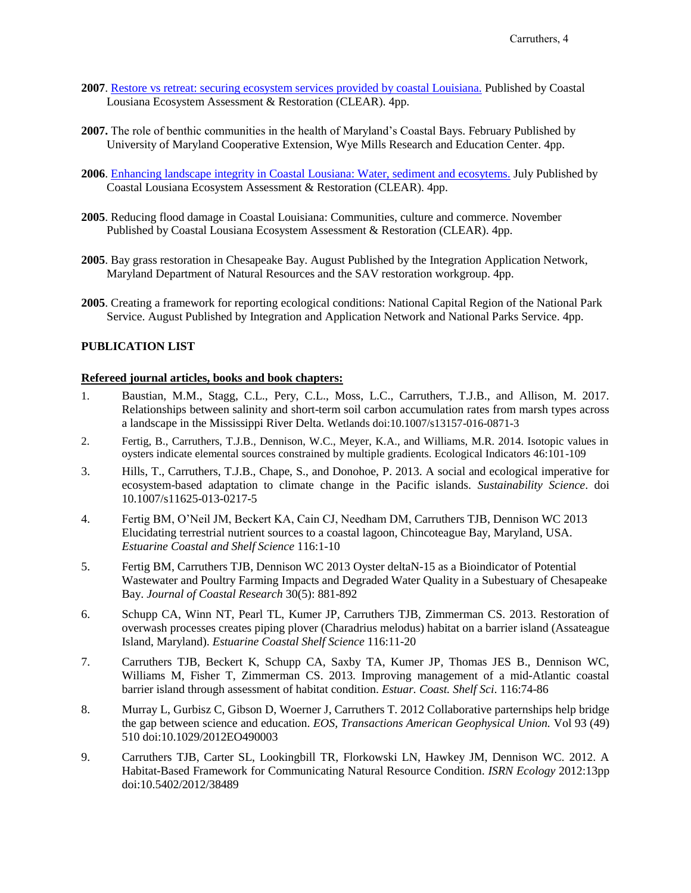**2007**. Restore vs retreat: securing ecosystem services provided by coastal Louisiana. Published by Coastal Lousiana Ecosystem Assessment & Restoration (CLEAR). 4pp.

**2007.** The role of benthic communities in the health of Maryland's Coastal Bays. February Published by University of Maryland Cooperative Extension, Wye Mills Research and Education Center. 4pp.

**2006**. Enhancing landscape integrity in Coastal Lousiana: Water, sediment and ecosytems. July Published by Coastal Lousiana Ecosystem Assessment & Restoration (CLEAR). 4pp.

**2005**. Reducing flood damage in Coastal Louisiana: Communities, culture and commerce. November Published by Coastal Lousiana Ecosystem Assessment & Restoration (CLEAR). 4pp.

**2005**. Bay grass restoration in Chesapeake Bay. August Published by the Integration Application Network, Maryland Department of Natural Resources and the SAV restoration workgroup. 4pp.

**2005**. Creating a framework for reporting ecological conditions: National Capital Region of the National Park Service. August Published by Integration and Application Network and National Parks Service. 4pp.

**PUBLICATION LIST**

**Refereed journal articles, books and book chapters:**

1. Baustian, M.M., Stagg, C.L., Pery, C.L., Moss, L.C., Carruthers, T.J.B., and Allison, M. 2017. Relationships between salinity and short-term soil carbon accumulation rates from marsh types across a landscape in the Mississippi River Delta. Wetlands doi:10.1007/s13157-016-0871-3

2. Fertig, B., Carruthers, T.J.B., Dennison, W.C., Meyer, K.A., and Williams, M.R. 2014. Isotopic values in oysters indicate elemental sources constrained by multiple gradients. Ecological Indicators 46:101-109

3. Hills, T., Carruthers, T.J.B., Chape, S., and Donohoe, P. 2013. A social and ecological imperative for ecosystem-based adaptation to climate change in the Pacific islands. *Sustainability Science*. doi 10.1007/s11625-013-0217-5

4. Fertig BM, O'Neil JM, Beckert KA, Cain CJ, Needham DM, Carruthers TJB, Dennison WC 2013 Elucidating terrestrial nutrient sources to a coastal lagoon, Chincoteague Bay, Maryland, USA. *Estuarine Coastal and Shelf Science* 116:1-10

5. Fertig BM, Carruthers TJB, Dennison WC 2013 Oyster deltaN-15 as a Bioindicator of Potential Wastewater and Poultry Farming Impacts and Degraded Water Quality in a Subestuary of Chesapeake Bay. *Journal of Coastal Research* 30(5): 881-892

6. Schupp CA, Winn NT, Pearl TL, Kumer JP, Carruthers TJB, Zimmerman CS. 2013. Restoration of overwash processes creates piping plover (Charadrius melodus) habitat on a barrier island (Assateague Island, Maryland). *Estuarine Coastal Shelf Science* 116:11-20

7. Carruthers TJB, Beckert K, Schupp CA, Saxby TA, Kumer JP, Thomas JES B., Dennison WC, Williams M, Fisher T, Zimmerman CS. 2013. Improving management of a mid-Atlantic coastal barrier island through assessment of habitat condition. *Estuar. Coast. Shelf Sci*. 116:74-86

8. Murray L, Gurbisz C, Gibson D, Woerner J, Carruthers T. 2012 Collaborative parternships help bridge the gap between science and education. *EOS, Transactions American Geophysical Union.* Vol 93 (49) 510 doi:10.1029/2012EO490003

9. Carruthers TJB, Carter SL, Lookingbill TR, Florkowski LN, Hawkey JM, Dennison WC. 2012. A Habitat-Based Framework for Communicating Natural Resource Condition. *ISRN Ecology* 2012:13pp doi:10.5402/2012/38489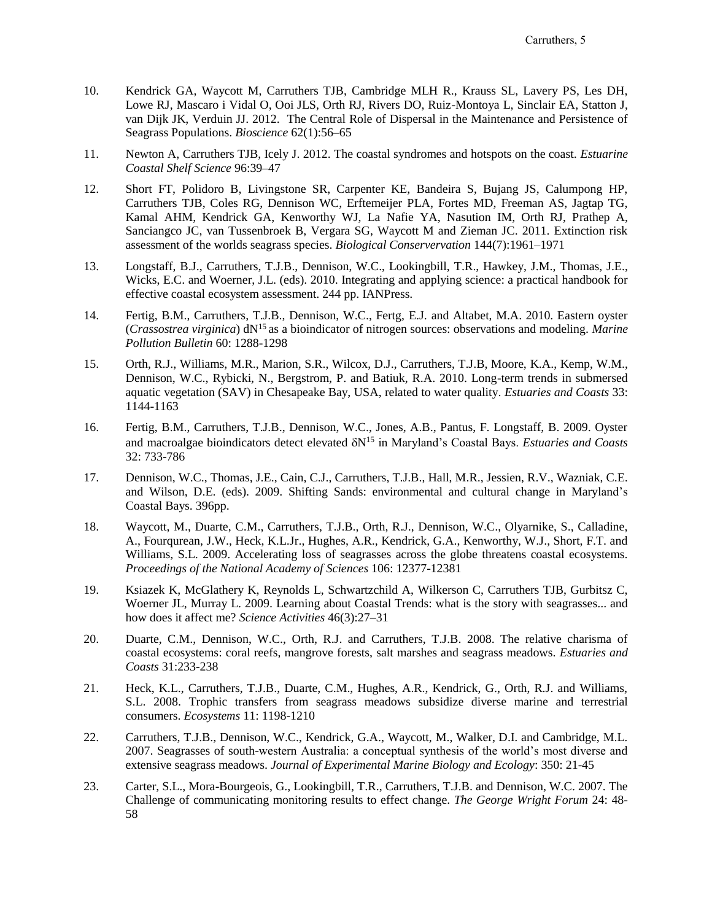10. Kendrick GA, Waycott M, Carruthers TJB, Cambridge MLH R., Krauss SL, Lavery PS, Les DH, Lowe RJ, Mascaro i Vidal O, Ooi JLS, Orth RJ, Rivers DO, Ruiz-Montoya L, Sinclair EA, Statton J, van Dijk JK, Verduin JJ. 2012. The Central Role of Dispersal in the Maintenance and Persistence of Seagrass Populations. *Bioscience* 62(1):56–65

11. Newton A, Carruthers TJB, Icely J. 2012. The coastal syndromes and hotspots on the coast. *Estuarine Coastal Shelf Science* 96:39–47

12. Short FT, Polidoro B, Livingstone SR, Carpenter KE, Bandeira S, Bujang JS, Calumpong HP, Carruthers TJB, Coles RG, Dennison WC, Erftemeijer PLA, Fortes MD, Freeman AS, Jagtap TG, Kamal AHM, Kendrick GA, Kenworthy WJ, La Nafie YA, Nasution IM, Orth RJ, Prathep A, Sanciangco JC, van Tussenbroek B, Vergara SG, Waycott M and Zieman JC. 2011. Extinction risk assessment of the worlds seagrass species. *Biological Conservervation* 144(7):1961–1971

13. Longstaff, B.J., Carruthers, T.J.B., Dennison, W.C., Lookingbill, T.R., Hawkey, J.M., Thomas, J.E., Wicks, E.C. and Woerner, J.L. (eds). 2010. Integrating and applying science: a practical handbook for effective coastal ecosystem assessment. 244 pp. IANPress.

14. Fertig, B.M., Carruthers, T.J.B., Dennison, W.C., Fertg, E.J. and Altabet, M.A. 2010. Eastern oyster (*Crassostrea virginica*) $dN^{15}$ as a bioindicator of nitrogen sources: observations and modeling. *Marine Pollution Bulletin* 60: 1288-1298

15. Orth, R.J., Williams, M.R., Marion, S.R., Wilcox, D.J., Carruthers, T.J.B, Moore, K.A., Kemp, W.M., Dennison, W.C., Rybicki, N., Bergstrom, P. and Batiuk, R.A. 2010. Long-term trends in submersed aquatic vegetation (SAV) in Chesapeake Bay, USA, related to water quality. *Estuaries and Coasts* 33: 1144-1163

16. Fertig, B.M., Carruthers, T.J.B., Dennison, W.C., Jones, A.B., Pantus, F. Longstaff, B. 2009. Oyster and macroalgae bioindicators detect elevated $\delta N^{15}$ in Maryland's Coastal Bays. *Estuaries and Coasts* 32: 733-786

17. Dennison, W.C., Thomas, J.E., Cain, C.J., Carruthers, T.J.B., Hall, M.R., Jessien, R.V., Wazniak, C.E. and Wilson, D.E. (eds). 2009. Shifting Sands: environmental and cultural change in Maryland's Coastal Bays. 396pp.

18. Waycott, M., Duarte, C.M., Carruthers, T.J.B., Orth, R.J., Dennison, W.C., Olyarnike, S., Calladine, A., Fourqurean, J.W., Heck, K.L.Jr., Hughes, A.R., Kendrick, G.A., Kenworthy, W.J., Short, F.T. and Williams, S.L. 2009. Accelerating loss of seagrasses across the globe threatens coastal ecosystems. *Proceedings of the National Academy of Sciences* 106: 12377-12381

19. Ksiazek K, McGlathery K, Reynolds L, Schwartzchild A, Wilkerson C, Carruthers TJB, Gurbitsz C, Woerner JL, Murray L. 2009. Learning about Coastal Trends: what is the story with seagrasses... and how does it affect me? *Science Activities* 46(3):27–31

20. Duarte, C.M., Dennison, W.C., Orth, R.J. and Carruthers, T.J.B. 2008. The relative charisma of coastal ecosystems: coral reefs, mangrove forests, salt marshes and seagrass meadows. *Estuaries and Coasts* 31:233-238

21. Heck, K.L., Carruthers, T.J.B., Duarte, C.M., Hughes, A.R., Kendrick, G., Orth, R.J. and Williams, S.L. 2008. Trophic transfers from seagrass meadows subsidize diverse marine and terrestrial consumers. *Ecosystems* 11: 1198-1210

22. Carruthers, T.J.B., Dennison, W.C., Kendrick, G.A., Waycott, M., Walker, D.I. and Cambridge, M.L. 2007. Seagrasses of south-western Australia: a conceptual synthesis of the world's most diverse and extensive seagrass meadows. *Journal of Experimental Marine Biology and Ecology*: 350: 21-45

23. Carter, S.L., Mora-Bourgeois, G., Lookingbill, T.R., Carruthers, T.J.B. and Dennison, W.C. 2007. The Challenge of communicating monitoring results to effect change. *The George Wright Forum* 24: 48-58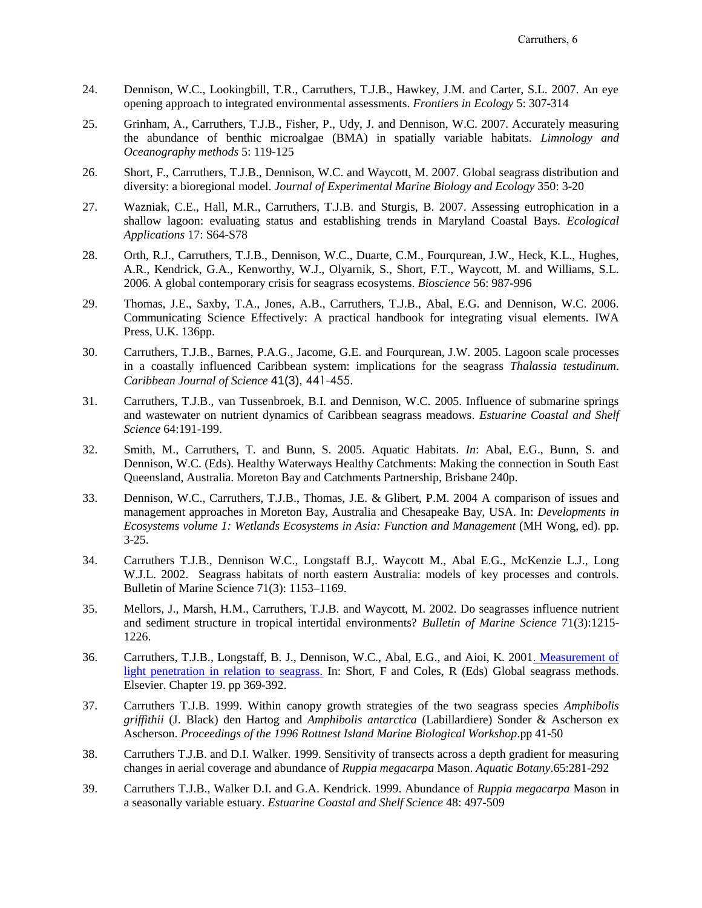24. Dennison, W.C., Lookingbill, T.R., Carruthers, T.J.B., Hawkey, J.M. and Carter, S.L. 2007. An eye opening approach to integrated environmental assessments. *Frontiers in Ecology* 5: 307-314

25. Grinham, A., Carruthers, T.J.B., Fisher, P., Udy, J. and Dennison, W.C. 2007. Accurately measuring the abundance of benthic microalgae (BMA) in spatially variable habitats. *Limnology and Oceanography methods* 5: 119-125

26. Short, F., Carruthers, T.J.B., Dennison, W.C. and Waycott, M. 2007. Global seagrass distribution and diversity: a bioregional model. *Journal of Experimental Marine Biology and Ecology* 350: 3-20

27. Wazniak, C.E., Hall, M.R., Carruthers, T.J.B. and Sturgis, B. 2007. Assessing eutrophication in a shallow lagoon: evaluating status and establishing trends in Maryland Coastal Bays. *Ecological Applications* 17: S64-S78

28. Orth, R.J., Carruthers, T.J.B., Dennison, W.C., Duarte, C.M., Fourqurean, J.W., Heck, K.L., Hughes, A.R., Kendrick, G.A., Kenworthy, W.J., Olyarnik, S., Short, F.T., Waycott, M. and Williams, S.L. 2006. A global contemporary crisis for seagrass ecosystems. *Bioscience* 56: 987-996

29. Thomas, J.E., Saxby, T.A., Jones, A.B., Carruthers, T.J.B., Abal, E.G. and Dennison, W.C. 2006. Communicating Science Effectively: A practical handbook for integrating visual elements. IWA Press, U.K. 136pp.

30. Carruthers, T.J.B., Barnes, P.A.G., Jacome, G.E. and Fourqurean, J.W. 2005. Lagoon scale processes in a coastally influenced Caribbean system: implications for the seagrass *Thalassia testudinum*. *Caribbean Journal of Science* 41(3), 441-455.

31. Carruthers, T.J.B., van Tussenbroek, B.I. and Dennison, W.C. 2005. Influence of submarine springs and wastewater on nutrient dynamics of Caribbean seagrass meadows. *Estuarine Coastal and Shelf Science* 64:191-199.

32. Smith, M., Carruthers, T. and Bunn, S. 2005. Aquatic Habitats. *In*: Abal, E.G., Bunn, S. and Dennison, W.C. (Eds). Healthy Waterways Healthy Catchments: Making the connection in South East Queensland, Australia. Moreton Bay and Catchments Partnership, Brisbane 240p.

33. Dennison, W.C., Carruthers, T.J.B., Thomas, J.E. & Glibert, P.M. 2004 A comparison of issues and management approaches in Moreton Bay, Australia and Chesapeake Bay, USA. In: *Developments in Ecosystems volume 1: Wetlands Ecosystems in Asia: Function and Management* (MH Wong, ed). pp. 3-25.

34. Carruthers T.J.B., Dennison W.C., Longstaff B.J,. Waycott M., Abal E.G., McKenzie L.J., Long W.J.L. 2002. Seagrass habitats of north eastern Australia: models of key processes and controls. Bulletin of Marine Science 71(3): 1153–1169.

35. Mellors, J., Marsh, H.M., Carruthers, T.J.B. and Waycott, M. 2002. Do seagrasses influence nutrient and sediment structure in tropical intertidal environments? *Bulletin of Marine Science* 71(3):1215-1226.

36. Carruthers, T.J.B., Longstaff, B. J., Dennison, W.C., Abal, E.G., and Aioi, K. 2001. Measurement of light penetration in relation to seagrass. In: Short, F and Coles, R (Eds) Global seagrass methods. Elsevier. Chapter 19. pp 369-392.

37. Carruthers T.J.B. 1999. Within canopy growth strategies of the two seagrass species *Amphibolis griffithii* (J. Black) den Hartog and *Amphibolis antarctica* (Labillardiere) Sonder & Ascherson ex Ascherson. *Proceedings of the 1996 Rottnest Island Marine Biological Workshop*.pp 41-50

38. Carruthers T.J.B. and D.I. Walker. 1999. Sensitivity of transects across a depth gradient for measuring changes in aerial coverage and abundance of *Ruppia megacarpa* Mason. *Aquatic Botany*.65:281-292

39. Carruthers T.J.B., Walker D.I. and G.A. Kendrick. 1999. Abundance of *Ruppia megacarpa* Mason in a seasonally variable estuary. *Estuarine Coastal and Shelf Science* 48: 497-509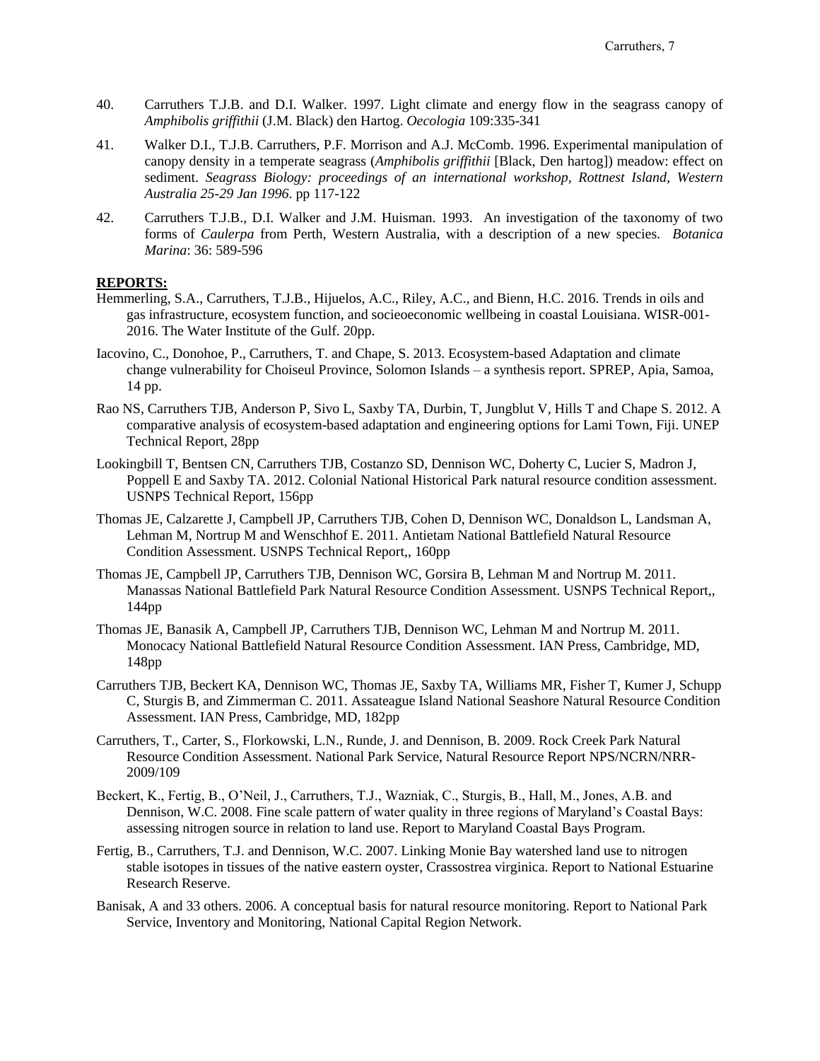40. Carruthers T.J.B. and D.I. Walker. 1997. Light climate and energy flow in the seagrass canopy of *Amphibolis griffithii* (J.M. Black) den Hartog. *Oecologia* 109:335-341

41. Walker D.I., T.J.B. Carruthers, P.F. Morrison and A.J. McComb. 1996. Experimental manipulation of canopy density in a temperate seagrass (*Amphibolis griffithii* [Black, Den hartog]) meadow: effect on sediment. *Seagrass Biology: proceedings of an international workshop, Rottnest Island, Western Australia 25-29 Jan 1996*. pp 117-122

42. Carruthers T.J.B., D.I. Walker and J.M. Huisman. 1993. An investigation of the taxonomy of two forms of *Caulerpa* from Perth, Western Australia, with a description of a new species. *Botanica Marina*: 36: 589-596

**REPORTS:**

Hemmerling, S.A., Carruthers, T.J.B., Hijuelos, A.C., Riley, A.C., and Bienn, H.C. 2016. Trends in oils and gas infrastructure, ecosystem function, and socieoeconomic wellbeing in coastal Louisiana. WISR-001-2016. The Water Institute of the Gulf. 20pp.

Iacovino, C., Donohoe, P., Carruthers, T. and Chape, S. 2013. Ecosystem-based Adaptation and climate change vulnerability for Choiseul Province, Solomon Islands – a synthesis report. SPREP, Apia, Samoa, 14 pp.

Rao NS, Carruthers TJB, Anderson P, Sivo L, Saxby TA, Durbin, T, Jungblut V, Hills T and Chape S. 2012. A comparative analysis of ecosystem-based adaptation and engineering options for Lami Town, Fiji. UNEP Technical Report, 28pp

Lookingbill T, Bentsen CN, Carruthers TJB, Costanzo SD, Dennison WC, Doherty C, Lucier S, Madron J, Poppell E and Saxby TA. 2012. Colonial National Historical Park natural resource condition assessment. USNPS Technical Report, 156pp

Thomas JE, Calzarette J, Campbell JP, Carruthers TJB, Cohen D, Dennison WC, Donaldson L, Landsman A, Lehman M, Nortrup M and Wenschhof E. 2011. Antietam National Battlefield Natural Resource Condition Assessment. USNPS Technical Report,, 160pp

Thomas JE, Campbell JP, Carruthers TJB, Dennison WC, Gorsira B, Lehman M and Nortrup M. 2011. Manassas National Battlefield Park Natural Resource Condition Assessment. USNPS Technical Report,, 144pp

Thomas JE, Banasik A, Campbell JP, Carruthers TJB, Dennison WC, Lehman M and Nortrup M. 2011. Monocacy National Battlefield Natural Resource Condition Assessment. IAN Press, Cambridge, MD, 148pp

Carruthers TJB, Beckert KA, Dennison WC, Thomas JE, Saxby TA, Williams MR, Fisher T, Kumer J, Schupp C, Sturgis B, and Zimmerman C. 2011. Assateague Island National Seashore Natural Resource Condition Assessment. IAN Press, Cambridge, MD, 182pp

Carruthers, T., Carter, S., Florkowski, L.N., Runde, J. and Dennison, B. 2009. Rock Creek Park Natural Resource Condition Assessment. National Park Service, Natural Resource Report NPS/NCRN/NRR-2009/109

Beckert, K., Fertig, B., O'Neil, J., Carruthers, T.J., Wazniak, C., Sturgis, B., Hall, M., Jones, A.B. and Dennison, W.C. 2008. Fine scale pattern of water quality in three regions of Maryland's Coastal Bays: assessing nitrogen source in relation to land use. Report to Maryland Coastal Bays Program.

Fertig, B., Carruthers, T.J. and Dennison, W.C. 2007. Linking Monie Bay watershed land use to nitrogen stable isotopes in tissues of the native eastern oyster, Crassostrea virginica. Report to National Estuarine Research Reserve.

Banisak, A and 33 others. 2006. A conceptual basis for natural resource monitoring. Report to National Park Service, Inventory and Monitoring, National Capital Region Network.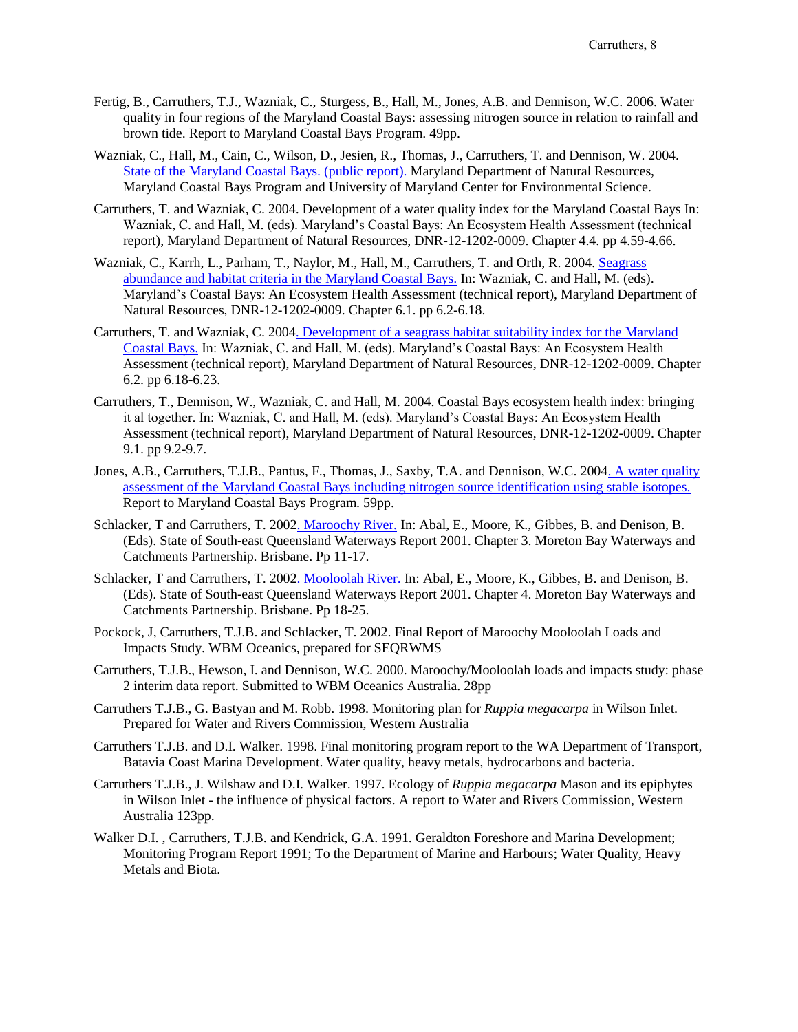Fertig, B., Carruthers, T.J., Wazniak, C., Sturgess, B., Hall, M., Jones, A.B. and Dennison, W.C. 2006. Water quality in four regions of the Maryland Coastal Bays: assessing nitrogen source in relation to rainfall and brown tide. Report to Maryland Coastal Bays Program. 49pp.

Wazniak, C., Hall, M., Cain, C., Wilson, D., Jesien, R., Thomas, J., Carruthers, T. and Dennison, W. 2004. State of the Maryland Coastal Bays. (public report). Maryland Department of Natural Resources, Maryland Coastal Bays Program and University of Maryland Center for Environmental Science.

Carruthers, T. and Wazniak, C. 2004. Development of a water quality index for the Maryland Coastal Bays In: Wazniak, C. and Hall, M. (eds). Maryland's Coastal Bays: An Ecosystem Health Assessment (technical report), Maryland Department of Natural Resources, DNR-12-1202-0009. Chapter 4.4. pp 4.59-4.66.

Wazniak, C., Karrh, L., Parham, T., Naylor, M., Hall, M., Carruthers, T. and Orth, R. 2004. Seagrass abundance and habitat criteria in the Maryland Coastal Bays. In: Wazniak, C. and Hall, M. (eds). Maryland's Coastal Bays: An Ecosystem Health Assessment (technical report), Maryland Department of Natural Resources, DNR-12-1202-0009. Chapter 6.1. pp 6.2-6.18.

Carruthers, T. and Wazniak, C. 2004. Development of a seagrass habitat suitability index for the Maryland Coastal Bays. In: Wazniak, C. and Hall, M. (eds). Maryland's Coastal Bays: An Ecosystem Health Assessment (technical report), Maryland Department of Natural Resources, DNR-12-1202-0009. Chapter 6.2. pp 6.18-6.23.

Carruthers, T., Dennison, W., Wazniak, C. and Hall, M. 2004. Coastal Bays ecosystem health index: bringing it al together. In: Wazniak, C. and Hall, M. (eds). Maryland's Coastal Bays: An Ecosystem Health Assessment (technical report), Maryland Department of Natural Resources, DNR-12-1202-0009. Chapter 9.1. pp 9.2-9.7.

Jones, A.B., Carruthers, T.J.B., Pantus, F., Thomas, J., Saxby, T.A. and Dennison, W.C. 2004. A water quality assessment of the Maryland Coastal Bays including nitrogen source identification using stable isotopes. Report to Maryland Coastal Bays Program. 59pp.

Schlacker, T and Carruthers, T. 2002. Maroochy River. In: Abal, E., Moore, K., Gibbes, B. and Denison, B. (Eds). State of South-east Queensland Waterways Report 2001. Chapter 3. Moreton Bay Waterways and Catchments Partnership. Brisbane. Pp 11-17.

Schlacker, T and Carruthers, T. 2002. Mooloolah River. In: Abal, E., Moore, K., Gibbes, B. and Denison, B. (Eds). State of South-east Queensland Waterways Report 2001. Chapter 4. Moreton Bay Waterways and Catchments Partnership. Brisbane. Pp 18-25.

Pockock, J, Carruthers, T.J.B. and Schlacker, T. 2002. Final Report of Maroochy Mooloolah Loads and Impacts Study. WBM Oceanics, prepared for SEQRWMS

Carruthers, T.J.B., Hewson, I. and Dennison, W.C. 2000. Maroochy/Mooloolah loads and impacts study: phase 2 interim data report. Submitted to WBM Oceanics Australia. 28pp

Carruthers T.J.B., G. Bastyan and M. Robb. 1998. Monitoring plan for *Ruppia megacarpa* in Wilson Inlet. Prepared for Water and Rivers Commission, Western Australia

Carruthers T.J.B. and D.I. Walker. 1998. Final monitoring program report to the WA Department of Transport, Batavia Coast Marina Development. Water quality, heavy metals, hydrocarbons and bacteria.

Carruthers T.J.B., J. Wilshaw and D.I. Walker. 1997. Ecology of *Ruppia megacarpa* Mason and its epiphytes in Wilson Inlet - the influence of physical factors. A report to Water and Rivers Commission, Western Australia 123pp.

Walker D.I. , Carruthers, T.J.B. and Kendrick, G.A. 1991. Geraldton Foreshore and Marina Development; Monitoring Program Report 1991; To the Department of Marine and Harbours; Water Quality, Heavy Metals and Biota.